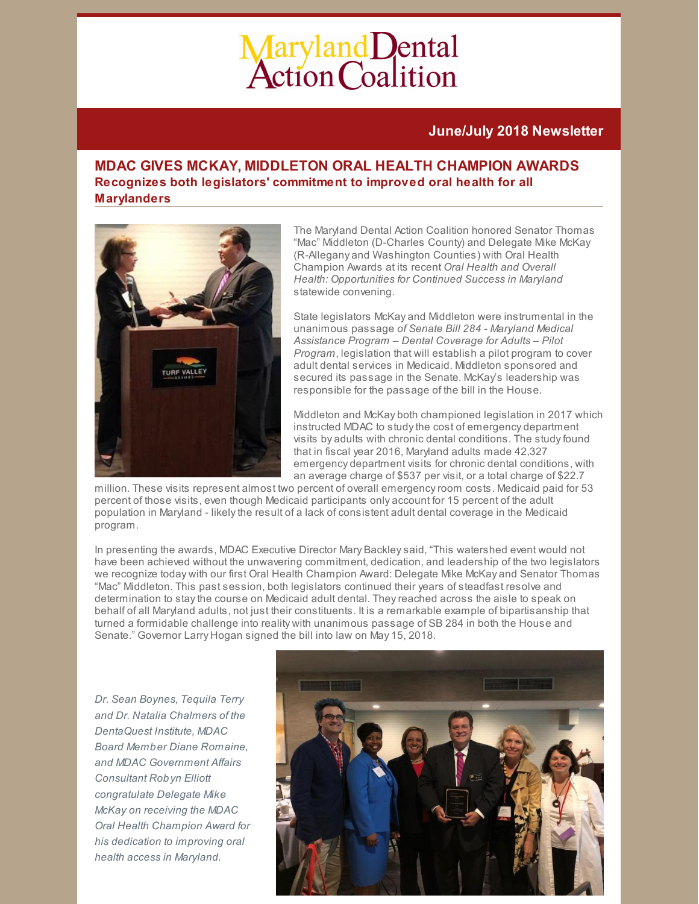# Maryland Dental Action Coalition

**June/July 2018 Newsletter**

## MDAC GIVES MCKAY, MIDDLETON ORAL HEALTH CHAMPION AWARDS

### Recognizes both legislators' commitment to improved oral health for all Marylanders

The Maryland Dental Action Coalition honored Senator Thomas "Mac" Middleton (D-Charles County) and Delegate Mike McKay (R-Allegany and Washington Counties) with Oral Health Champion Awards at its recent *Oral Health and Overall Health: Opportunities for Continued Success in Maryland* statewide convening.

State legislators McKay and Middleton were instrumental in the unanimous passage *of Senate Bill 284 - Maryland Medical Assistance Program – Dental Coverage for Adults – Pilot Program*, legislation that will establish a pilot program to cover adult dental services in Medicaid. Middleton sponsored and secured its passage in the Senate. McKay's leadership was responsible for the passage of the bill in the House.

Middleton and McKay both championed legislation in 2017 which instructed MDAC to study the cost of emergency department visits by adults with chronic dental conditions. The study found that in fiscal year 2016, Maryland adults made 42,327 emergency department visits for chronic dental conditions, with an average charge of $537 per visit, or a total charge of $22.7 million. These visits represent almost two percent of overall emergency room costs. Medicaid paid for 53 percent of those visits, even though Medicaid participants only account for 15 percent of the adult population in Maryland - likely the result of a lack of consistent adult dental coverage in the Medicaid program.

In presenting the awards, MDAC Executive Director Mary Backley said, "This watershed event would not have been achieved without the unwavering commitment, dedication, and leadership of the two legislators we recognize today with our first Oral Health Champion Award: Delegate Mike McKay and Senator Thomas "Mac" Middleton. This past session, both legislators continued their years of steadfast resolve and determination to stay the course on Medicaid adult dental. They reached across the aisle to speak on behalf of all Maryland adults, not just their constituents. It is a remarkable example of bipartisanship that turned a formidable challenge into reality with unanimous passage of SB 284 in both the House and Senate." Governor Larry Hogan signed the bill into law on May 15, 2018.

*Dr. Sean Boynes, Tequila Terry and Dr. Natalia Chalmers of the DentaQuest Institute, MDAC Board Member Diane Romaine, and MDAC Government Affairs Consultant Robyn Elliott congratulate Delegate Mike McKay on receiving the MDAC Oral Health Champion Award for his dedication to improving oral health access in Maryland.*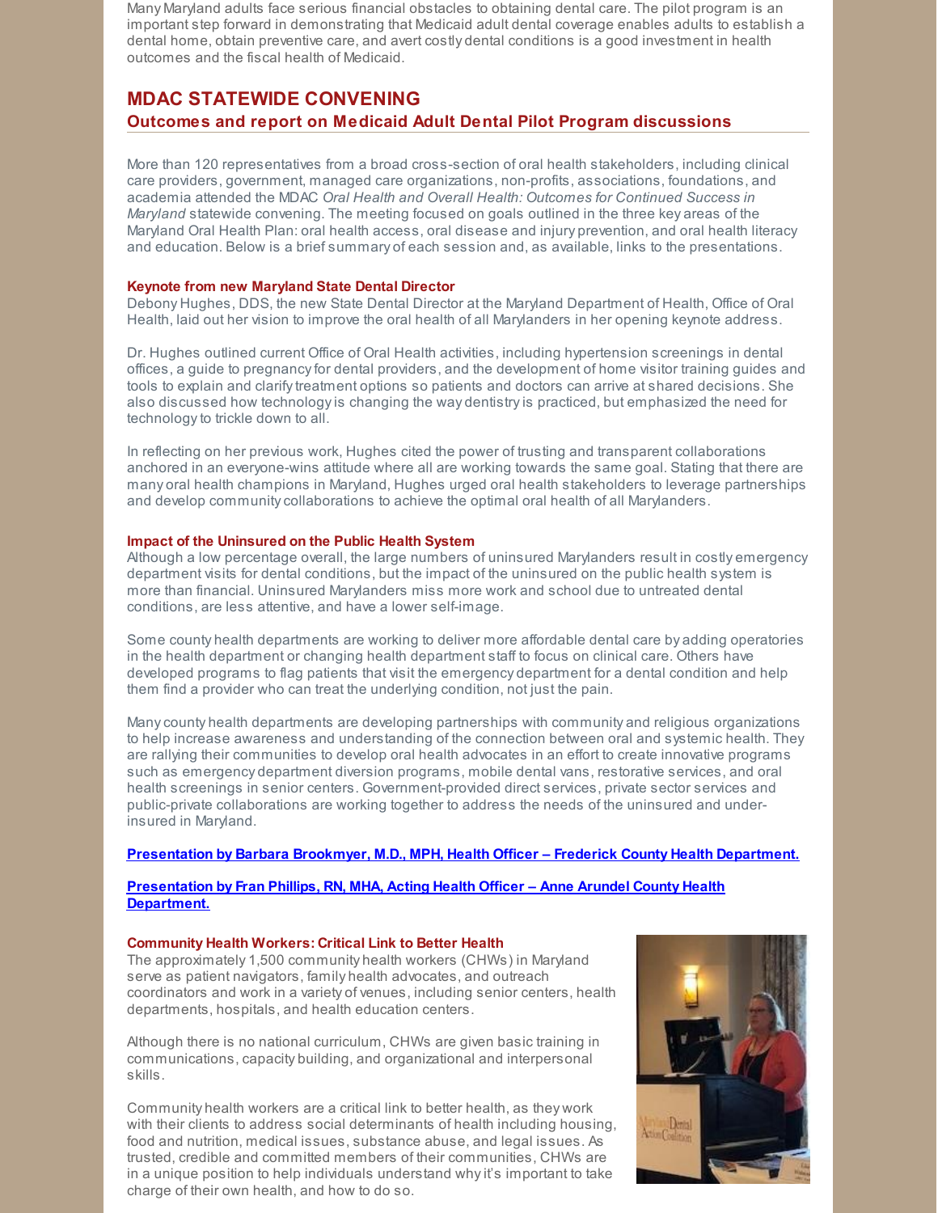Many Maryland adults face serious financial obstacles to obtaining dental care. The pilot program is an important step forward in demonstrating that Medicaid adult dental coverage enables adults to establish a dental home, obtain preventive care, and avert costly dental conditions is a good investment in health outcomes and the fiscal health of Medicaid.

## MDAC STATEWIDE CONVENING

### Outcomes and report on Medicaid Adult Dental Pilot Program discussions

More than 120 representatives from a broad cross-section of oral health stakeholders, including clinical care providers, government, managed care organizations, non-profits, associations, foundations, and academia attended the MDAC *Oral Health and Overall Health: Outcomes for Continued Success in Maryland* statewide convening. The meeting focused on goals outlined in the three key areas of the Maryland Oral Health Plan: oral health access, oral disease and injury prevention, and oral health literacy and education. Below is a brief summary of each session and, as available, links to the presentations.

#### Keynote from new Maryland State Dental Director

Debony Hughes, DDS, the new State Dental Director at the Maryland Department of Health, Office of Oral Health, laid out her vision to improve the oral health of all Marylanders in her opening keynote address.

Dr. Hughes outlined current Office of Oral Health activities, including hypertension screenings in dental offices, a guide to pregnancy for dental providers, and the development of home visitor training guides and tools to explain and clarify treatment options so patients and doctors can arrive at shared decisions. She also discussed how technology is changing the way dentistry is practiced, but emphasized the need for technology to trickle down to all.

In reflecting on her previous work, Hughes cited the power of trusting and transparent collaborations anchored in an everyone-wins attitude where all are working towards the same goal. Stating that there are many oral health champions in Maryland, Hughes urged oral health stakeholders to leverage partnerships and develop community collaborations to achieve the optimal oral health of all Marylanders.

#### Impact of the Uninsured on the Public Health System

Although a low percentage overall, the large numbers of uninsured Marylanders result in costly emergency department visits for dental conditions, but the impact of the uninsured on the public health system is more than financial. Uninsured Marylanders miss more work and school due to untreated dental conditions, are less attentive, and have a lower self-image.

Some county health departments are working to deliver more affordable dental care by adding operatories in the health department or changing health department staff to focus on clinical care. Others have developed programs to flag patients that visit the emergency department for a dental condition and help them find a provider who can treat the underlying condition, not just the pain.

Many county health departments are developing partnerships with community and religious organizations to help increase awareness and understanding of the connection between oral and systemic health. They are rallying their communities to develop oral health advocates in an effort to create innovative programs such as emergency department diversion programs, mobile dental vans, restorative services, and oral health screenings in senior centers. Government-provided direct services, private sector services and public-private collaborations are working together to address the needs of the uninsured and under-insured in Maryland.

**Presentation by Barbara Brookmyer, M.D., MPH, Health Officer – Frederick County Health Department.**

**Presentation by Fran Phillips, RN, MHA, Acting Health Officer – Anne Arundel County Health Department.**

#### Community Health Workers: Critical Link to Better Health

The approximately 1,500 community health workers (CHWs) in Maryland serve as patient navigators, family health advocates, and outreach coordinators and work in a variety of venues, including senior centers, health departments, hospitals, and health education centers.

Although there is no national curriculum, CHWs are given basic training in communications, capacity building, and organizational and interpersonal skills.

Community health workers are a critical link to better health, as they work with their clients to address social determinants of health including housing, food and nutrition, medical issues, substance abuse, and legal issues. As trusted, credible and committed members of their communities, CHWs are in a unique position to help individuals understand why it's important to take charge of their own health, and how to do so.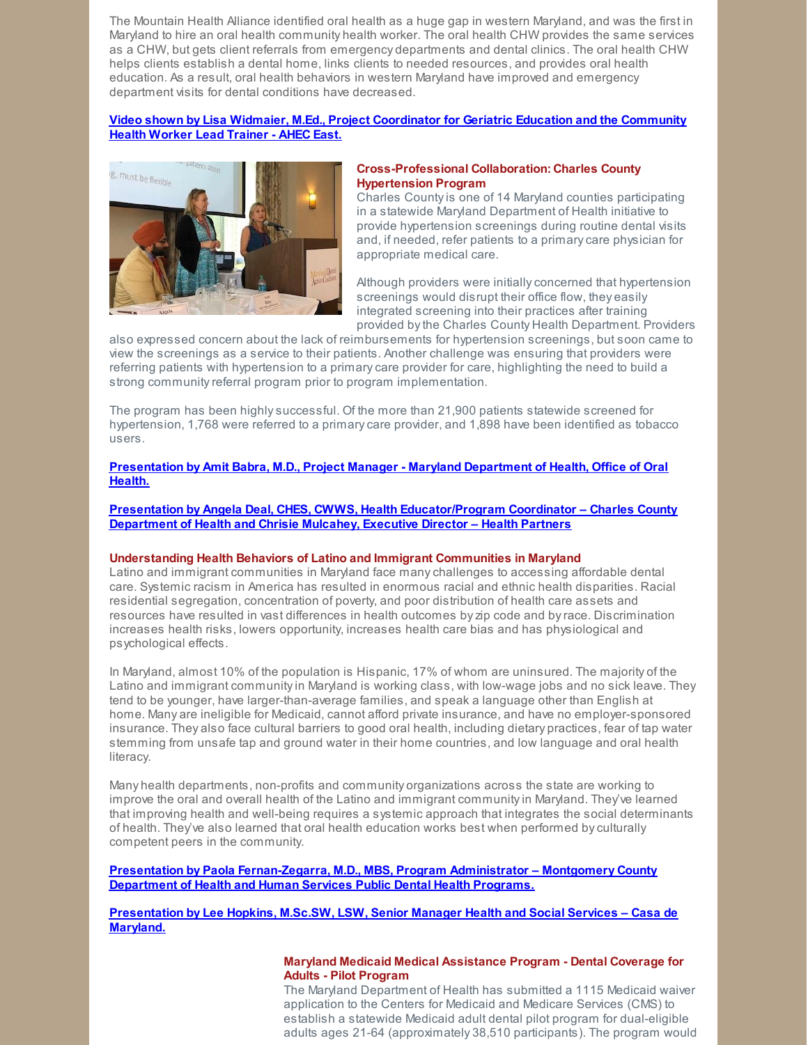The Mountain Health Alliance identified oral health as a huge gap in western Maryland, and was the first in Maryland to hire an oral health community health worker. The oral health CHW provides the same services as a CHW, but gets client referrals from emergency departments and dental clinics. The oral health CHW helps clients establish a dental home, links clients to needed resources, and provides oral health education. As a result, oral health behaviors in western Maryland have improved and emergency department visits for dental conditions have decreased.

**Video shown by Lisa Widmaier, M.Ed., Project Coordinator for Geriatric Education and the Community Health Worker Lead Trainer - AHEC East.**

### Cross-Professional Collaboration: Charles County Hypertension Program

Charles County is one of 14 Maryland counties participating in a statewide Maryland Department of Health initiative to provide hypertension screenings during routine dental visits and, if needed, refer patients to a primary care physician for appropriate medical care.

Although providers were initially concerned that hypertension screenings would disrupt their office flow, they easily integrated screening into their practices after training provided by the Charles County Health Department. Providers also expressed concern about the lack of reimbursements for hypertension screenings, but soon came to view the screenings as a service to their patients. Another challenge was ensuring that providers were referring patients with hypertension to a primary care provider for care, highlighting the need to build a strong community referral program prior to program implementation.

The program has been highly successful. Of the more than 21,900 patients statewide screened for hypertension, 1,768 were referred to a primary care provider, and 1,898 have been identified as tobacco users.

**Presentation by Amit Babra, M.D., Project Manager - Maryland Department of Health, Office of Oral Health.**

**Presentation by Angela Deal, CHES, CWWS, Health Educator/Program Coordinator – Charles County Department of Health and Chrisie Mulcahey, Executive Director – Health Partners**

### Understanding Health Behaviors of Latino and Immigrant Communities in Maryland

Latino and immigrant communities in Maryland face many challenges to accessing affordable dental care. Systemic racism in America has resulted in enormous racial and ethnic health disparities. Racial residential segregation, concentration of poverty, and poor distribution of health care assets and resources have resulted in vast differences in health outcomes by zip code and by race. Discrimination increases health risks, lowers opportunity, increases health care bias and has physiological and psychological effects.

In Maryland, almost 10% of the population is Hispanic, 17% of whom are uninsured. The majority of the Latino and immigrant community in Maryland is working class, with low-wage jobs and no sick leave. They tend to be younger, have larger-than-average families, and speak a language other than English at home. Many are ineligible for Medicaid, cannot afford private insurance, and have no employer-sponsored insurance. They also face cultural barriers to good oral health, including dietary practices, fear of tap water stemming from unsafe tap and ground water in their home countries, and low language and oral health literacy.

Many health departments, non-profits and community organizations across the state are working to improve the oral and overall health of the Latino and immigrant community in Maryland. They've learned that improving health and well-being requires a systemic approach that integrates the social determinants of health. They've also learned that oral health education works best when performed by culturally competent peers in the community.

**Presentation by Paola Fernan-Zegarra, M.D., MBS, Program Administrator – Montgomery County Department of Health and Human Services Public Dental Health Programs.**

**Presentation by Lee Hopkins, M.Sc.SW, LSW, Senior Manager Health and Social Services – Casa de Maryland.**

### Maryland Medicaid Medical Assistance Program - Dental Coverage for Adults - Pilot Program

The Maryland Department of Health has submitted a 1115 Medicaid waiver application to the Centers for Medicaid and Medicare Services (CMS) to establish a statewide Medicaid adult dental pilot program for dual-eligible adults ages 21-64 (approximately 38,510 participants). The program would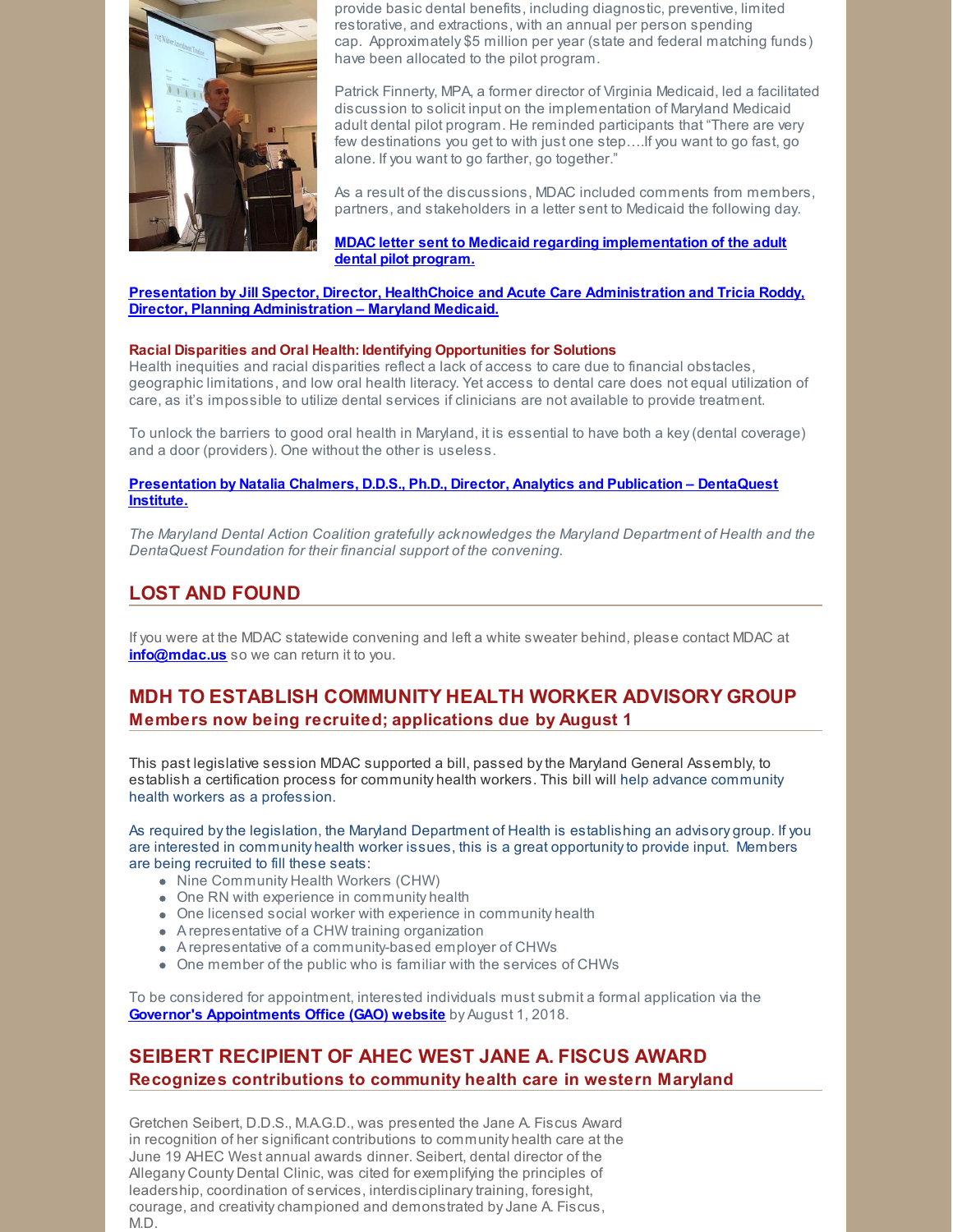provide basic dental benefits, including diagnostic, preventive, limited restorative, and extractions, with an annual per person spending cap. Approximately $5 million per year (state and federal matching funds) have been allocated to the pilot program.

Patrick Finnerty, MPA, a former director of Virginia Medicaid, led a facilitated discussion to solicit input on the implementation of Maryland Medicaid adult dental pilot program. He reminded participants that "There are very few destinations you get to with just one step….If you want to go fast, go alone. If you want to go farther, go together."

As a result of the discussions, MDAC included comments from members, partners, and stakeholders in a letter sent to Medicaid the following day.

**MDAC letter sent to Medicaid regarding implementation of the adult dental pilot program.**

**Presentation by Jill Spector, Director, HealthChoice and Acute Care Administration and Tricia Roddy, Director, Planning Administration – Maryland Medicaid.**

**Racial Disparities and Oral Health: Identifying Opportunities for Solutions**

Health inequities and racial disparities reflect a lack of access to care due to financial obstacles, geographic limitations, and low oral health literacy. Yet access to dental care does not equal utilization of care, as it's impossible to utilize dental services if clinicians are not available to provide treatment.

To unlock the barriers to good oral health in Maryland, it is essential to have both a key (dental coverage) and a door (providers). One without the other is useless.

**Presentation by Natalia Chalmers, D.D.S., Ph.D., Director, Analytics and Publication – DentaQuest Institute.**

*The Maryland Dental Action Coalition gratefully acknowledges the Maryland Department of Health and the DentaQuest Foundation for their financial support of the convening.*

## LOST AND FOUND

If you were at the MDAC statewide convening and left a white sweater behind, please contact MDAC at **info@mdac.us** so we can return it to you.

## MDH TO ESTABLISH COMMUNITY HEALTH WORKER ADVISORY GROUP

### Members now being recruited; applications due by August 1

This past legislative session MDAC supported a bill, passed by the Maryland General Assembly, to establish a certification process for community health workers. This bill will help advance community health workers as a profession.

As required by the legislation, the Maryland Department of Health is establishing an advisory group. If you are interested in community health worker issues, this is a great opportunity to provide input. Members are being recruited to fill these seats:

- Nine Community Health Workers (CHW)
- One RN with experience in community health
- One licensed social worker with experience in community health
- A representative of a CHW training organization
- A representative of a community-based employer of CHWs
- One member of the public who is familiar with the services of CHWs

To be considered for appointment, interested individuals must submit a formal application via the **Governor's Appointments Office (GAO) website** by August 1, 2018.

## SEIBERT RECIPIENT OF AHEC WEST JANE A. FISCUS AWARD

### Recognizes contributions to community health care in western Maryland

Gretchen Seibert, D.D.S., M.A.G.D., was presented the Jane A. Fiscus Award in recognition of her significant contributions to community health care at the June 19 AHEC West annual awards dinner. Seibert, dental director of the Allegany County Dental Clinic, was cited for exemplifying the principles of leadership, coordination of services, interdisciplinary training, foresight, courage, and creativity championed and demonstrated by Jane A. Fiscus, M.D.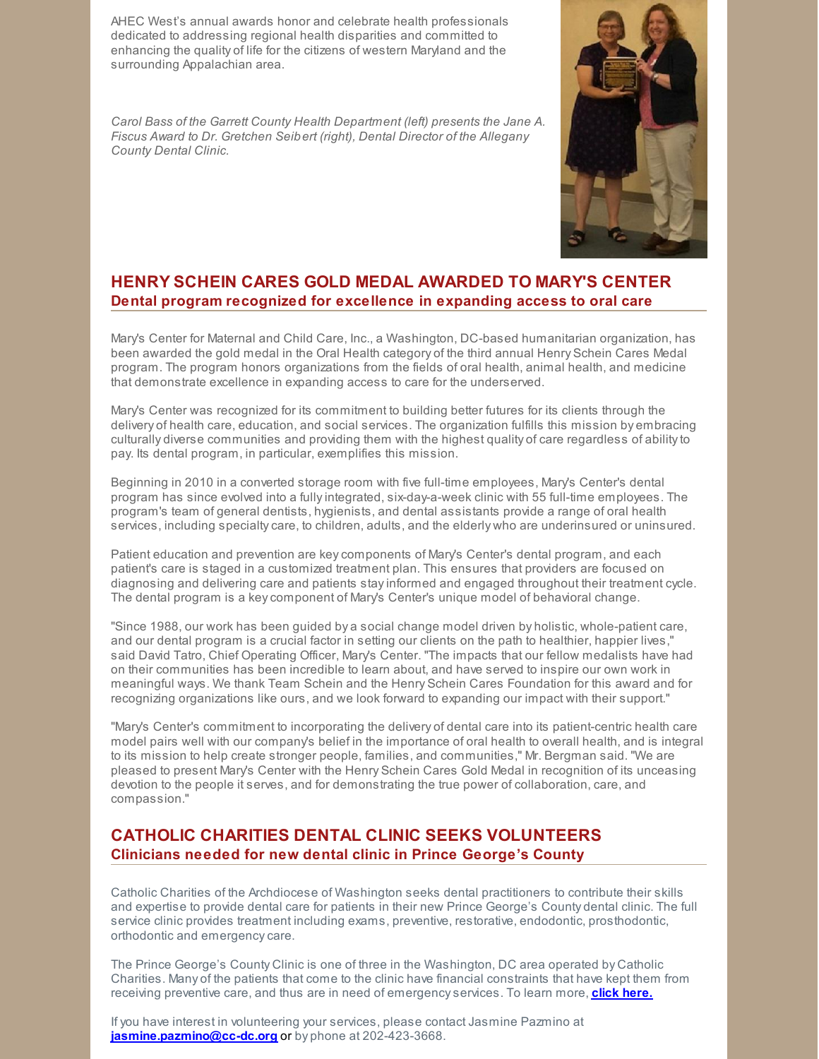AHEC West's annual awards honor and celebrate health professionals dedicated to addressing regional health disparities and committed to enhancing the quality of life for the citizens of western Maryland and the surrounding Appalachian area.

*Carol Bass of the Garrett County Health Department (left) presents the Jane A. Fiscus Award to Dr. Gretchen Seibert (right), Dental Director of the Allegany County Dental Clinic.*

## HENRY SCHEIN CARES GOLD MEDAL AWARDED TO MARY'S CENTER

### Dental program recognized for excellence in expanding access to oral care

Mary's Center for Maternal and Child Care, Inc., a Washington, DC-based humanitarian organization, has been awarded the gold medal in the Oral Health category of the third annual Henry Schein Cares Medal program. The program honors organizations from the fields of oral health, animal health, and medicine that demonstrate excellence in expanding access to care for the underserved.

Mary's Center was recognized for its commitment to building better futures for its clients through the delivery of health care, education, and social services. The organization fulfills this mission by embracing culturally diverse communities and providing them with the highest quality of care regardless of ability to pay. Its dental program, in particular, exemplifies this mission.

Beginning in 2010 in a converted storage room with five full-time employees, Mary's Center's dental program has since evolved into a fully integrated, six-day-a-week clinic with 55 full-time employees. The program's team of general dentists, hygienists, and dental assistants provide a range of oral health services, including specialty care, to children, adults, and the elderly who are underinsured or uninsured.

Patient education and prevention are key components of Mary's Center's dental program, and each patient's care is staged in a customized treatment plan. This ensures that providers are focused on diagnosing and delivering care and patients stay informed and engaged throughout their treatment cycle. The dental program is a key component of Mary's Center's unique model of behavioral change.

"Since 1988, our work has been guided by a social change model driven by holistic, whole-patient care, and our dental program is a crucial factor in setting our clients on the path to healthier, happier lives," said David Tatro, Chief Operating Officer, Mary's Center. "The impacts that our fellow medalists have had on their communities has been incredible to learn about, and have served to inspire our own work in meaningful ways. We thank Team Schein and the Henry Schein Cares Foundation for this award and for recognizing organizations like ours, and we look forward to expanding our impact with their support."

"Mary's Center's commitment to incorporating the delivery of dental care into its patient-centric health care model pairs well with our company's belief in the importance of oral health to overall health, and is integral to its mission to help create stronger people, families, and communities," Mr. Bergman said. "We are pleased to present Mary's Center with the Henry Schein Cares Gold Medal in recognition of its unceasing devotion to the people it serves, and for demonstrating the true power of collaboration, care, and compassion."

## CATHOLIC CHARITIES DENTAL CLINIC SEEKS VOLUNTEERS

### Clinicians needed for new dental clinic in Prince George's County

Catholic Charities of the Archdiocese of Washington seeks dental practitioners to contribute their skills and expertise to provide dental care for patients in their new Prince George's County dental clinic. The full service clinic provides treatment including exams, preventive, restorative, endodontic, prosthodontic, orthodontic and emergency care.

The Prince George's County Clinic is one of three in the Washington, DC area operated by Catholic Charities. Many of the patients that come to the clinic have financial constraints that have kept them from receiving preventive care, and thus are in need of emergency services. To learn more, **click here.**

If you have interest in volunteering your services, please contact Jasmine Pazmino at **jasmine.pazmino@cc-dc.org** or by phone at 202-423-3668.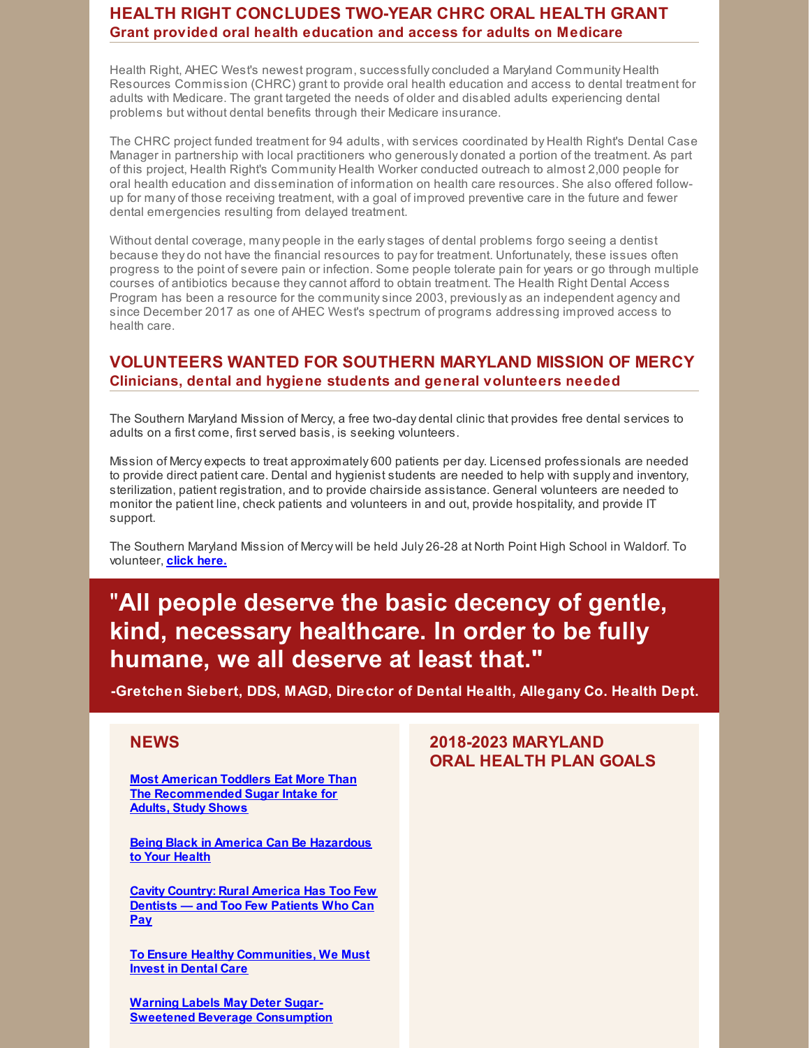## HEALTH RIGHT CONCLUDES TWO-YEAR CHRC ORAL HEALTH GRANT

### Grant provided oral health education and access for adults on Medicare

Health Right, AHEC West's newest program, successfully concluded a Maryland Community Health Resources Commission (CHRC) grant to provide oral health education and access to dental treatment for adults with Medicare. The grant targeted the needs of older and disabled adults experiencing dental problems but without dental benefits through their Medicare insurance.

The CHRC project funded treatment for 94 adults, with services coordinated by Health Right's Dental Case Manager in partnership with local practitioners who generously donated a portion of the treatment. As part of this project, Health Right's Community Health Worker conducted outreach to almost 2,000 people for oral health education and dissemination of information on health care resources. She also offered follow-up for many of those receiving treatment, with a goal of improved preventive care in the future and fewer dental emergencies resulting from delayed treatment.

Without dental coverage, many people in the early stages of dental problems forgo seeing a dentist because they do not have the financial resources to pay for treatment. Unfortunately, these issues often progress to the point of severe pain or infection. Some people tolerate pain for years or go through multiple courses of antibiotics because they cannot afford to obtain treatment. The Health Right Dental Access Program has been a resource for the community since 2003, previously as an independent agency and since December 2017 as one of AHEC West's spectrum of programs addressing improved access to health care.

## VOLUNTEERS WANTED FOR SOUTHERN MARYLAND MISSION OF MERCY

### Clinicians, dental and hygiene students and general volunteers needed

The Southern Maryland Mission of Mercy, a free two-day dental clinic that provides free dental services to adults on a first come, first served basis, is seeking volunteers.

Mission of Mercy expects to treat approximately 600 patients per day. Licensed professionals are needed to provide direct patient care. Dental and hygienist students are needed to help with supply and inventory, sterilization, patient registration, and to provide chairside assistance. General volunteers are needed to monitor the patient line, check patients and volunteers in and out, provide hospitality, and provide IT support.

The Southern Maryland Mission of Mercy will be held July 26-28 at North Point High School in Waldorf. To volunteer, **click here.**

## "All people deserve the basic decency of gentle, kind, necessary healthcare. In order to be fully humane, we all deserve at least that."

**-Gretchen Siebert, DDS, MAGD, Director of Dental Health, Allegany Co. Health Dept.**

## NEWS

**Most American Toddlers Eat More Than The Recommended Sugar Intake for Adults, Study Shows**

**Being Black in America Can Be Hazardous to Your Health**

**Cavity Country: Rural America Has Too Few Dentists — and Too Few Patients Who Can Pay**

**To Ensure Healthy Communities, We Must Invest in Dental Care**

**Warning Labels May Deter Sugar-Sweetened Beverage Consumption**

## 2018-2023 MARYLAND ORAL HEALTH PLAN GOALS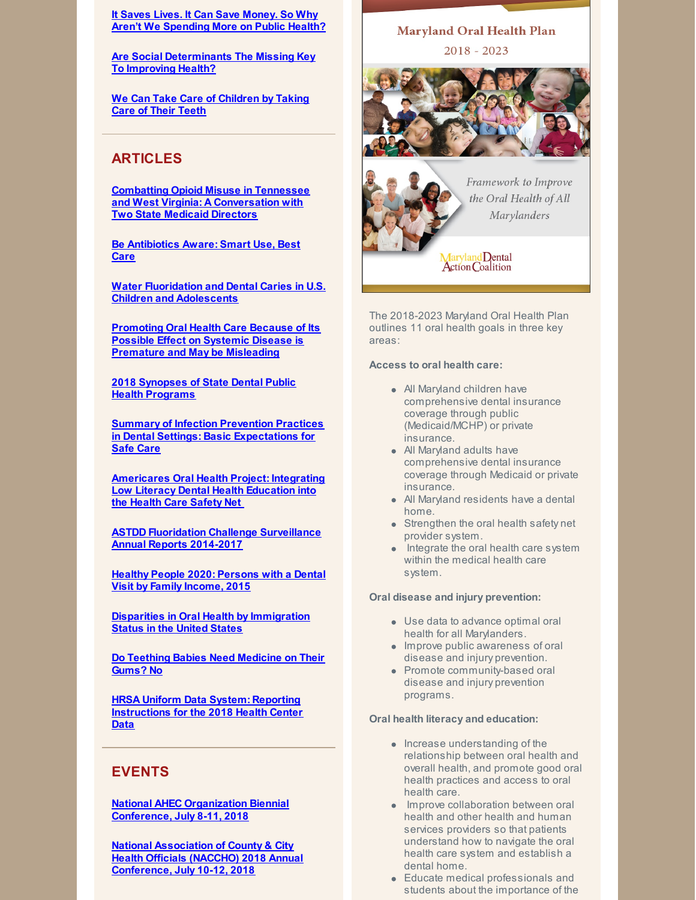It Saves Lives. It Can Save Money. So Why Aren't We Spending More on Public Health?

Are Social Determinants The Missing Key To Improving Health?

We Can Take Care of Children by Taking Care of Their Teeth

## ARTICLES

Combatting Opioid Misuse in Tennessee and West Virginia: A Conversation with Two State Medicaid Directors

Be Antibiotics Aware: Smart Use, Best Care

Water Fluoridation and Dental Caries in U.S. Children and Adolescents

Promoting Oral Health Care Because of Its Possible Effect on Systemic Disease is Premature and May be Misleading

2018 Synopses of State Dental Public Health Programs

Summary of Infection Prevention Practices in Dental Settings: Basic Expectations for Safe Care

Americares Oral Health Project: Integrating Low Literacy Dental Health Education into the Health Care Safety Net

ASTDD Fluoridation Challenge Surveillance Annual Reports 2014-2017

Healthy People 2020: Persons with a Dental Visit by Family Income, 2015

Disparities in Oral Health by Immigration Status in the United States

Do Teething Babies Need Medicine on Their Gums? No

HRSA Uniform Data System: Reporting Instructions for the 2018 Health Center Data

## EVENTS

National AHEC Organization Biennial Conference, July 8-11, 2018

National Association of County & City Health Officials (NACCHO) 2018 Annual Conference, July 10-12, 2018

Maryland Oral Health Plan

2018 - 2023

*Framework to Improve the Oral Health of All Marylanders*

Maryland Dental Action Coalition

The 2018-2023 Maryland Oral Health Plan outlines 11 oral health goals in three key areas:

**Access to oral health care:**

- All Maryland children have comprehensive dental insurance coverage through public (Medicaid/MCHP) or private insurance.
- All Maryland adults have comprehensive dental insurance coverage through Medicaid or private insurance.
- All Maryland residents have a dental home.
- Strengthen the oral health safety net provider system.
- Integrate the oral health care system within the medical health care system.

**Oral disease and injury prevention:**

- Use data to advance optimal oral health for all Marylanders.
- Improve public awareness of oral disease and injury prevention.
- Promote community-based oral disease and injury prevention programs.

**Oral health literacy and education:**

- Increase understanding of the relationship between oral health and overall health, and promote good oral health practices and access to oral health care.
- Improve collaboration between oral health and other health and human services providers so that patients understand how to navigate the oral health care system and establish a dental home.
- Educate medical professionals and students about the importance of the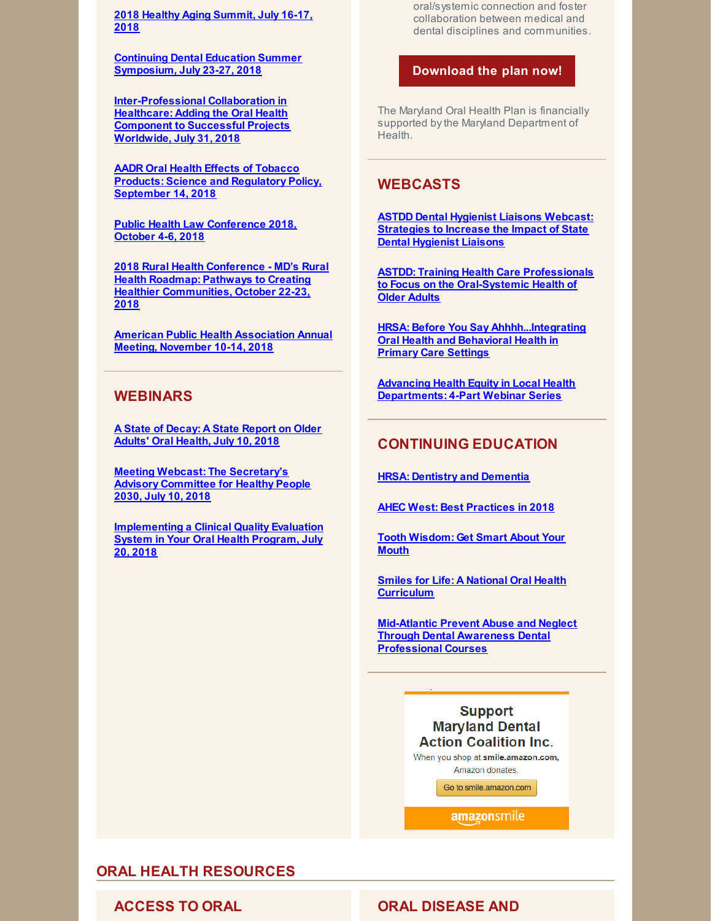[2018 Healthy Aging Summit, July 16-17, 2018]

[Continuing Dental Education Summer Symposium, July 23-27, 2018]

[Inter-Professional Collaboration in Healthcare: Adding the Oral Health Component to Successful Projects Worldwide, July 31, 2018]

[AADR Oral Health Effects of Tobacco Products: Science and Regulatory Policy, September 14, 2018]

[Public Health Law Conference 2018, October 4-6, 2018]

[2018 Rural Health Conference - MD's Rural Health Roadmap: Pathways to Creating Healthier Communities, October 22-23, 2018]

[American Public Health Association Annual Meeting, November 10-14, 2018]

## WEBINARS

[A State of Decay: A State Report on Older Adults' Oral Health, July 10, 2018]

[Meeting Webcast: The Secretary's Advisory Committee for Healthy People 2030, July 10, 2018]

[Implementing a Clinical Quality Evaluation System in Your Oral Health Program, July 20, 2018]

oral/systemic connection and foster collaboration between medical and dental disciplines and communities.

**Download the plan now!**

The Maryland Oral Health Plan is financially supported by the Maryland Department of Health.

## WEBCASTS

[ASTDD Dental Hygienist Liaisons Webcast: Strategies to Increase the Impact of State Dental Hygienist Liaisons]

[ASTDD: Training Health Care Professionals to Focus on the Oral-Systemic Health of Older Adults]

[HRSA: Before You Say Ahhhh...Integrating Oral Health and Behavioral Health in Primary Care Settings]

[Advancing Health Equity in Local Health Departments: 4-Part Webinar Series]

## CONTINUING EDUCATION

[HRSA: Dentistry and Dementia]

[AHEC West: Best Practices in 2018]

[Tooth Wisdom: Get Smart About Your Mouth]

[Smiles for Life: A National Oral Health Curriculum]

[Mid-Atlantic Prevent Abuse and Neglect Through Dental Awareness Dental Professional Courses]

Support Maryland Dental Action Coalition Inc.

When you shop at **smile.amazon.com,** Amazon donates.

Go to smile.amazon.com

amazonsmile

## ORAL HEALTH RESOURCES

### ACCESS TO ORAL

### ORAL DISEASE AND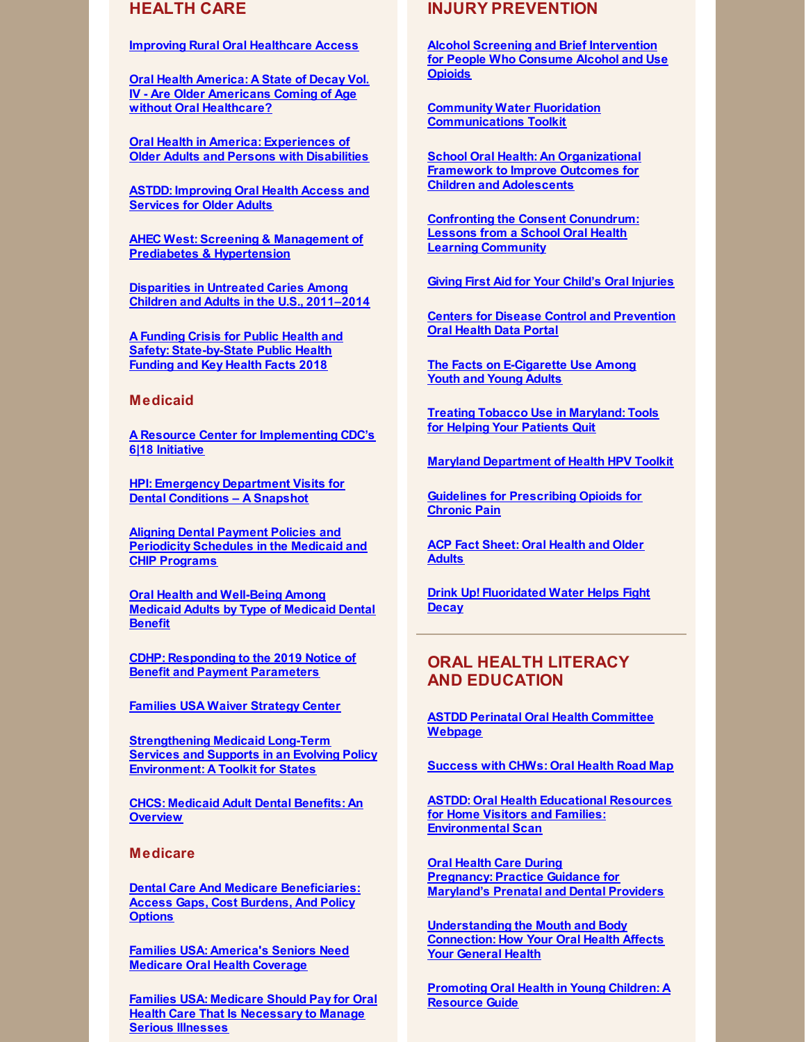## HEALTH CARE

Improving Rural Oral Healthcare Access

Oral Health America: A State of Decay Vol. IV - Are Older Americans Coming of Age without Oral Healthcare?

Oral Health in America: Experiences of Older Adults and Persons with Disabilities

ASTDD: Improving Oral Health Access and Services for Older Adults

AHEC West: Screening & Management of Prediabetes & Hypertension

Disparities in Untreated Caries Among Children and Adults in the U.S., 2011–2014

A Funding Crisis for Public Health and Safety: State-by-State Public Health Funding and Key Health Facts 2018

### Medicaid

A Resource Center for Implementing CDC's 6|18 Initiative

HPI: Emergency Department Visits for Dental Conditions – A Snapshot

Aligning Dental Payment Policies and Periodicity Schedules in the Medicaid and CHIP Programs

Oral Health and Well-Being Among Medicaid Adults by Type of Medicaid Dental Benefit

CDHP: Responding to the 2019 Notice of Benefit and Payment Parameters

Families USA Waiver Strategy Center

Strengthening Medicaid Long-Term Services and Supports in an Evolving Policy Environment: A Toolkit for States

CHCS: Medicaid Adult Dental Benefits: An Overview

### Medicare

Dental Care And Medicare Beneficiaries: Access Gaps, Cost Burdens, And Policy Options

Families USA: America's Seniors Need Medicare Oral Health Coverage

Families USA: Medicare Should Pay for Oral Health Care That Is Necessary to Manage Serious Illnesses

## INJURY PREVENTION

Alcohol Screening and Brief Intervention for People Who Consume Alcohol and Use Opioids

Community Water Fluoridation Communications Toolkit

School Oral Health: An Organizational Framework to Improve Outcomes for Children and Adolescents

Confronting the Consent Conundrum: Lessons from a School Oral Health Learning Community

Giving First Aid for Your Child's Oral Injuries

Centers for Disease Control and Prevention Oral Health Data Portal

The Facts on E-Cigarette Use Among Youth and Young Adults

Treating Tobacco Use in Maryland: Tools for Helping Your Patients Quit

Maryland Department of Health HPV Toolkit

Guidelines for Prescribing Opioids for Chronic Pain

ACP Fact Sheet: Oral Health and Older Adults

Drink Up! Fluoridated Water Helps Fight Decay

## ORAL HEALTH LITERACY AND EDUCATION

ASTDD Perinatal Oral Health Committee Webpage

Success with CHWs: Oral Health Road Map

ASTDD: Oral Health Educational Resources for Home Visitors and Families: Environmental Scan

Oral Health Care During Pregnancy: Practice Guidance for Maryland's Prenatal and Dental Providers

Understanding the Mouth and Body Connection: How Your Oral Health Affects Your General Health

Promoting Oral Health in Young Children: A Resource Guide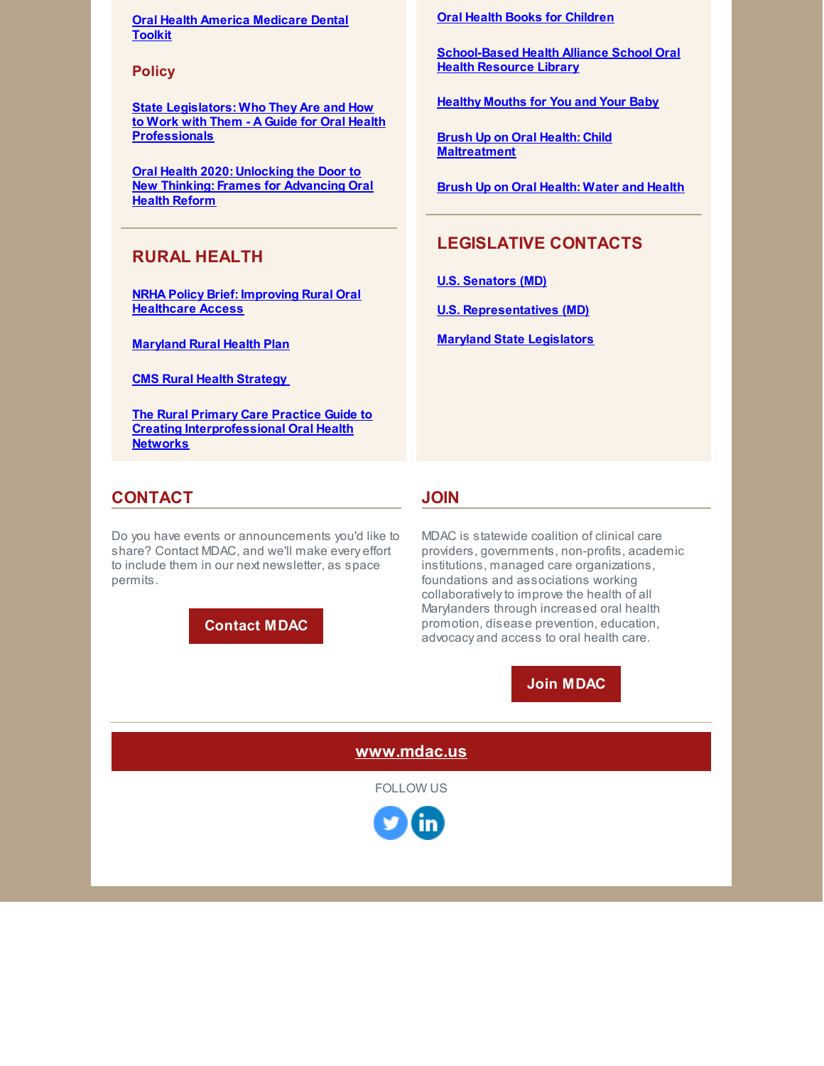Oral Health America Medicare Dental Toolkit

### Policy

State Legislators: Who They Are and How to Work with Them - A Guide for Oral Health Professionals

Oral Health 2020: Unlocking the Door to New Thinking: Frames for Advancing Oral Health Reform

## RURAL HEALTH

NRHA Policy Brief: Improving Rural Oral Healthcare Access

Maryland Rural Health Plan

CMS Rural Health Strategy

The Rural Primary Care Practice Guide to Creating Interprofessional Oral Health Networks

Oral Health Books for Children

School-Based Health Alliance School Oral Health Resource Library

Healthy Mouths for You and Your Baby

Brush Up on Oral Health: Child Maltreatment

Brush Up on Oral Health: Water and Health

## LEGISLATIVE CONTACTS

U.S. Senators (MD)

U.S. Representatives (MD)

Maryland State Legislators

## CONTACT

Do you have events or announcements you'd like to share? Contact MDAC, and we'll make every effort to include them in our next newsletter, as space permits.

Contact MDAC

## JOIN

MDAC is statewide coalition of clinical care providers, governments, non-profits, academic institutions, managed care organizations, foundations and associations working collaboratively to improve the health of all Marylanders through increased oral health promotion, disease prevention, education, advocacy and access to oral health care.

Join MDAC

www.mdac.us

FOLLOW US